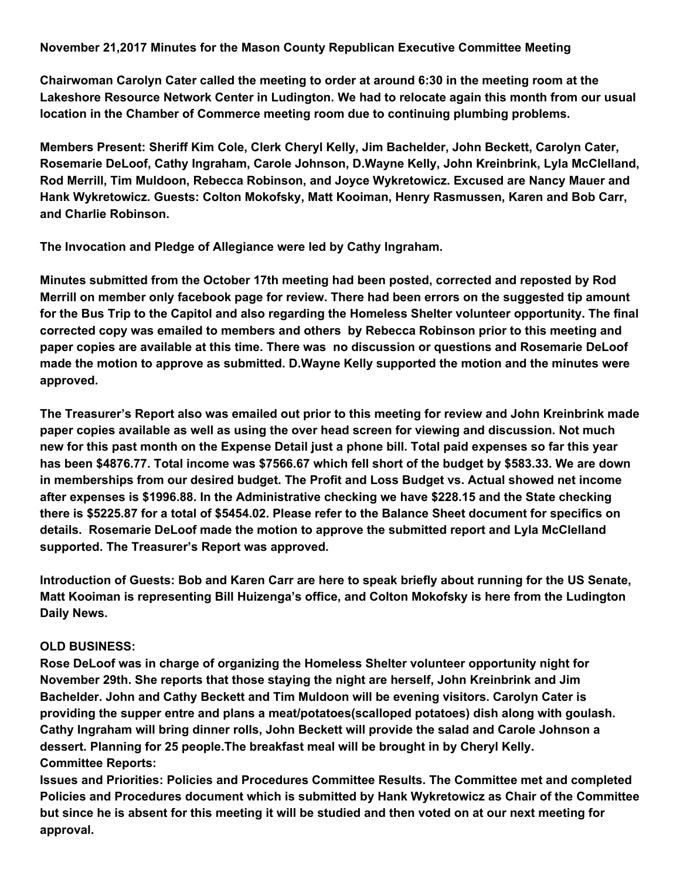**November 21,2017 Minutes for the Mason County Republican Executive Committee Meeting**

**Chairwoman Carolyn Cater called the meeting to order at around 6:30 in the meeting room at the Lakeshore Resource Network Center in Ludington. We had to relocate again this month from our usual location in the Chamber of Commerce meeting room due to continuing plumbing problems.**

**Members Present: Sheriff Kim Cole, Clerk Cheryl Kelly, Jim Bachelder, John Beckett, Carolyn Cater, Rosemarie DeLoof, Cathy Ingraham, Carole Johnson, D.Wayne Kelly, John Kreinbrink, Lyla McClelland, Rod Merrill, Tim Muldoon, Rebecca Robinson, and Joyce Wykretowicz. Excused are Nancy Mauer and Hank Wykretowicz. Guests: Colton Mokofsky, Matt Kooiman, Henry Rasmussen, Karen and Bob Carr, and Charlie Robinson.**

**The Invocation and Pledge of Allegiance were led by Cathy Ingraham.**

**Minutes submitted from the October 17th meeting had been posted, corrected and reposted by Rod Merrill on member only facebook page for review. There had been errors on the suggested tip amount for the Bus Trip to the Capitol and also regarding the Homeless Shelter volunteer opportunity. The final corrected copy was emailed to members and others by Rebecca Robinson prior to this meeting and paper copies are available at this time. There was no discussion or questions and Rosemarie DeLoof made the motion to approve as submitted. D.Wayne Kelly supported the motion and the minutes were approved.**

**The Treasurer's Report also was emailed out prior to this meeting for review and John Kreinbrink made paper copies available as well as using the over head screen for viewing and discussion. Not much new for this past month on the Expense Detail just a phone bill. Total paid expenses so far this year has been $4876.77. Total income was $7566.67 which fell short of the budget by $583.33. We are down in memberships from our desired budget. The Profit and Loss Budget vs. Actual showed net income after expenses is $1996.88. In the Administrative checking we have $228.15 and the State checking there is $5225.87 for a total of $5454.02. Please refer to the Balance Sheet document for specifics on details. Rosemarie DeLoof made the motion to approve the submitted report and Lyla McClelland supported. The Treasurer's Report was approved.**

**Introduction of Guests: Bob and Karen Carr are here to speak briefly about running for the US Senate, Matt Kooiman is representing Bill Huizenga's office, and Colton Mokofsky is here from the Ludington Daily News.**

**OLD BUSINESS:**

**Rose DeLoof was in charge of organizing the Homeless Shelter volunteer opportunity night for November 29th. She reports that those staying the night are herself, John Kreinbrink and Jim Bachelder. John and Cathy Beckett and Tim Muldoon will be evening visitors. Carolyn Cater is providing the supper entre and plans a meat/potatoes(scalloped potatoes) dish along with goulash. Cathy Ingraham will bring dinner rolls, John Beckett will provide the salad and Carole Johnson a dessert. Planning for 25 people.The breakfast meal will be brought in by Cheryl Kelly.**

**Committee Reports:**

**Issues and Priorities: Policies and Procedures Committee Results. The Committee met and completed Policies and Procedures document which is submitted by Hank Wykretowicz as Chair of the Committee but since he is absent for this meeting it will be studied and then voted on at our next meeting for approval.**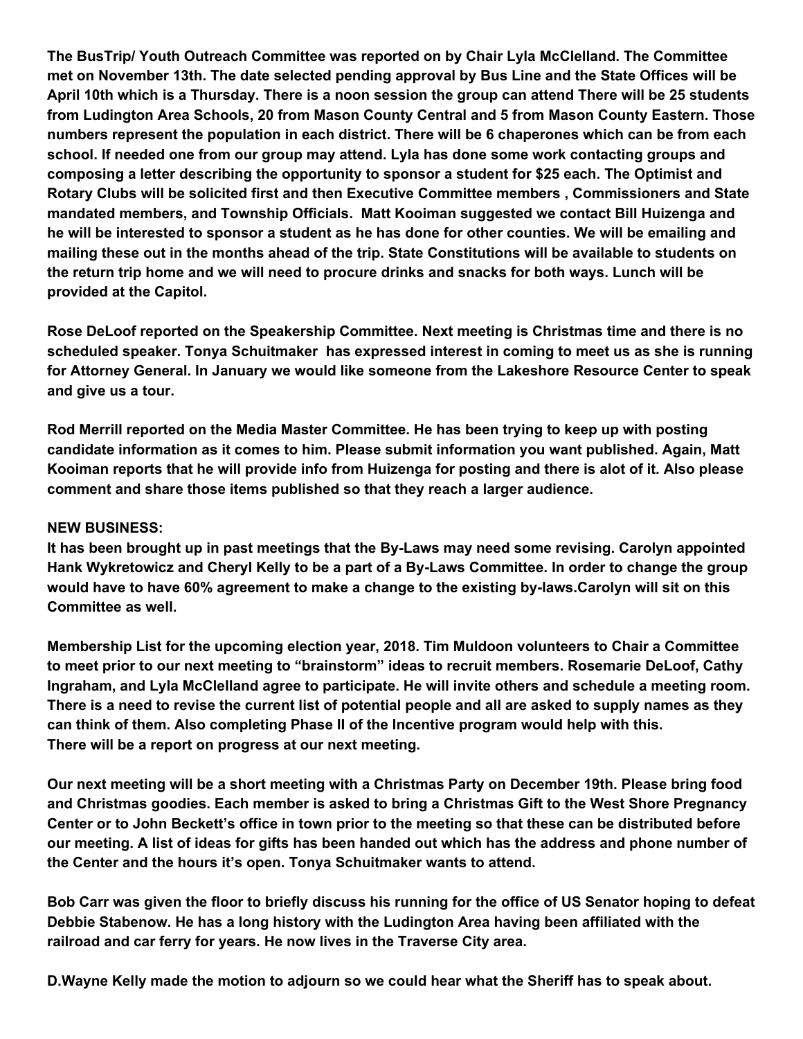**The BusTrip/ Youth Outreach Committee was reported on by Chair Lyla McClelland. The Committee met on November 13th. The date selected pending approval by Bus Line and the State Offices will be April 10th which is a Thursday. There is a noon session the group can attend There will be 25 students from Ludington Area Schools, 20 from Mason County Central and 5 from Mason County Eastern. Those numbers represent the population in each district. There will be 6 chaperones which can be from each school. If needed one from our group may attend. Lyla has done some work contacting groups and composing a letter describing the opportunity to sponsor a student for $25 each. The Optimist and Rotary Clubs will be solicited first and then Executive Committee members , Commissioners and State mandated members, and Township Officials. Matt Kooiman suggested we contact Bill Huizenga and he will be interested to sponsor a student as he has done for other counties. We will be emailing and mailing these out in the months ahead of the trip. State Constitutions will be available to students on the return trip home and we will need to procure drinks and snacks for both ways. Lunch will be provided at the Capitol.**

**Rose DeLoof reported on the Speakership Committee. Next meeting is Christmas time and there is no scheduled speaker. Tonya Schuitmaker has expressed interest in coming to meet us as she is running for Attorney General. In January we would like someone from the Lakeshore Resource Center to speak and give us a tour.**

**Rod Merrill reported on the Media Master Committee. He has been trying to keep up with posting candidate information as it comes to him. Please submit information you want published. Again, Matt Kooiman reports that he will provide info from Huizenga for posting and there is alot of it. Also please comment and share those items published so that they reach a larger audience.**

**NEW BUSINESS:**

**It has been brought up in past meetings that the By-Laws may need some revising. Carolyn appointed Hank Wykretowicz and Cheryl Kelly to be a part of a By-Laws Committee. In order to change the group would have to have 60% agreement to make a change to the existing by-laws.Carolyn will sit on this Committee as well.**

**Membership List for the upcoming election year, 2018. Tim Muldoon volunteers to Chair a Committee to meet prior to our next meeting to "brainstorm" ideas to recruit members. Rosemarie DeLoof, Cathy Ingraham, and Lyla McClelland agree to participate. He will invite others and schedule a meeting room. There is a need to revise the current list of potential people and all are asked to supply names as they can think of them. Also completing Phase II of the Incentive program would help with this. There will be a report on progress at our next meeting.**

**Our next meeting will be a short meeting with a Christmas Party on December 19th. Please bring food and Christmas goodies. Each member is asked to bring a Christmas Gift to the West Shore Pregnancy Center or to John Beckett's office in town prior to the meeting so that these can be distributed before our meeting. A list of ideas for gifts has been handed out which has the address and phone number of the Center and the hours it's open. Tonya Schuitmaker wants to attend.**

**Bob Carr was given the floor to briefly discuss his running for the office of US Senator hoping to defeat Debbie Stabenow. He has a long history with the Ludington Area having been affiliated with the railroad and car ferry for years. He now lives in the Traverse City area.**

**D.Wayne Kelly made the motion to adjourn so we could hear what the Sheriff has to speak about.**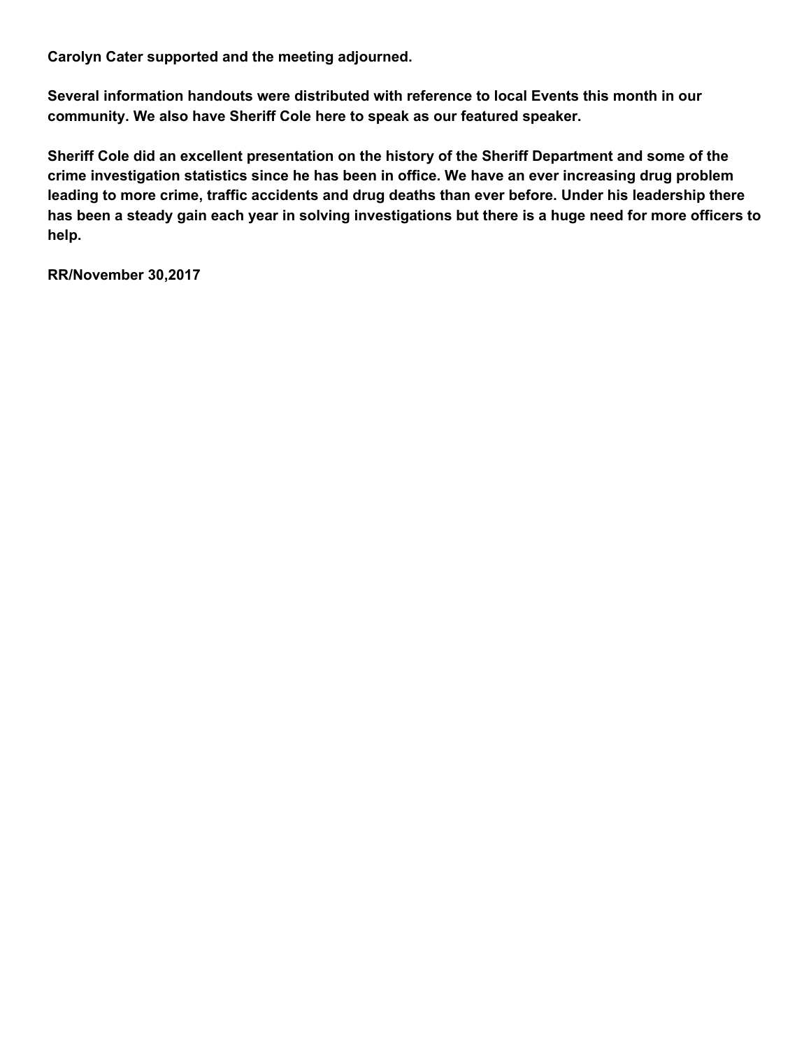**Carolyn Cater supported and the meeting adjourned.**

**Several information handouts were distributed with reference to local Events this month in our community. We also have Sheriff Cole here to speak as our featured speaker.**

**Sheriff Cole did an excellent presentation on the history of the Sheriff Department and some of the crime investigation statistics since he has been in office. We have an ever increasing drug problem leading to more crime, traffic accidents and drug deaths than ever before. Under his leadership there has been a steady gain each year in solving investigations but there is a huge need for more officers to help.**

**RR/November 30,2017**